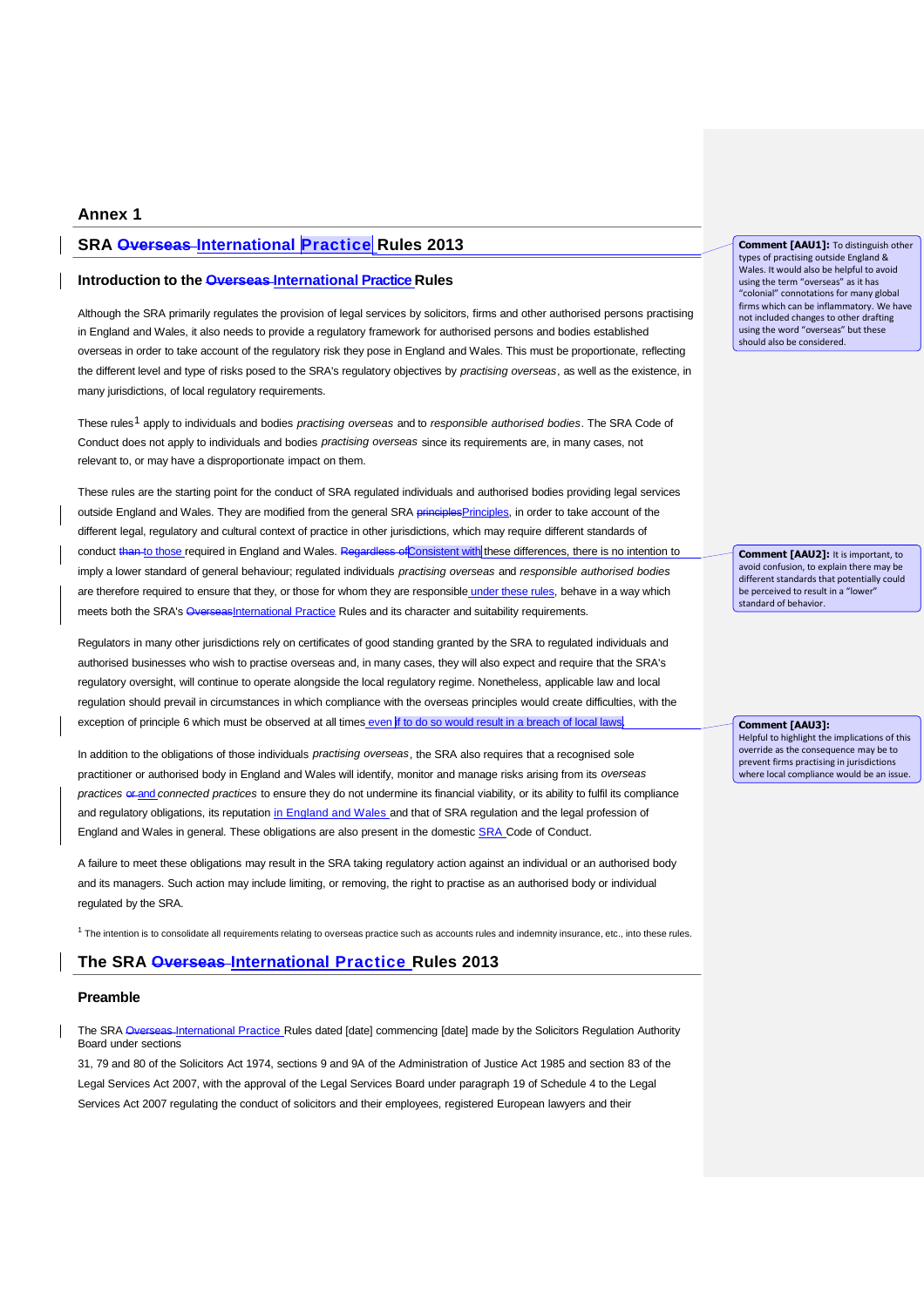## Annex 1

# SRA ~~Overseas~~ International Practice Rules 2013

### Introduction to the ~~Overseas~~ International Practice Rules

Although the SRA primarily regulates the provision of legal services by solicitors, firms and other authorised persons practising in England and Wales, it also needs to provide a regulatory framework for authorised persons and bodies established overseas in order to take account of the regulatory risk they pose in England and Wales. This must be proportionate, reflecting the different level and type of risks posed to the SRA's regulatory objectives by *practising overseas*, as well as the existence, in many jurisdictions, of local regulatory requirements.

These rules[1] apply to individuals and bodies *practising overseas* and to *responsible authorised bodies*. The SRA Code of Conduct does not apply to individuals and bodies *practising overseas* since its requirements are, in many cases, not relevant to, or may have a disproportionate impact on them.

These rules are the starting point for the conduct of SRA regulated individuals and authorised bodies providing legal services outside England and Wales. They are modified from the general SRA ~~principles~~Principles, in order to take account of the different legal, regulatory and cultural context of practice in other jurisdictions, which may require different standards of conduct ~~than~~ to those required in England and Wales. ~~Regardless of~~Consistent with these differences, there is no intention to imply a lower standard of general behaviour; regulated individuals *practising overseas* and *responsible authorised bodies* are therefore required to ensure that they, or those for whom they are responsible under these rules, behave in a way which meets both the SRA's ~~Overseas~~International Practice Rules and its character and suitability requirements.

Regulators in many other jurisdictions rely on certificates of good standing granted by the SRA to regulated individuals and authorised businesses who wish to practise overseas and, in many cases, they will also expect and require that the SRA's regulatory oversight, will continue to operate alongside the local regulatory regime. Nonetheless, applicable law and local regulation should prevail in circumstances in which compliance with the overseas principles would create difficulties, with the exception of principle 6 which must be observed at all times even if to do so would result in a breach of local laws.

In addition to the obligations of those individuals *practising overseas*, the SRA also requires that a recognised sole practitioner or authorised body in England and Wales will identify, monitor and manage risks arising from its *overseas practices* ~~or~~ and *connected practices* to ensure they do not undermine its financial viability, or its ability to fulfil its compliance and regulatory obligations, its reputation in England and Wales and that of SRA regulation and the legal profession of England and Wales in general. These obligations are also present in the domestic SRA Code of Conduct.

A failure to meet these obligations may result in the SRA taking regulatory action against an individual or an authorised body and its managers. Such action may include limiting, or removing, the right to practise as an authorised body or individual regulated by the SRA.

[1] The intention is to consolidate all requirements relating to overseas practice such as accounts rules and indemnity insurance, etc., into these rules.

## The SRA ~~Overseas~~ International Practice Rules 2013

### Preamble

The SRA ~~Overseas~~ International Practice Rules dated [date] commencing [date] made by the Solicitors Regulation Authority Board under sections

31, 79 and 80 of the Solicitors Act 1974, sections 9 and 9A of the Administration of Justice Act 1985 and section 83 of the Legal Services Act 2007, with the approval of the Legal Services Board under paragraph 19 of Schedule 4 to the Legal Services Act 2007 regulating the conduct of solicitors and their employees, registered European lawyers and their

---

**Comment [AAU1]:** To distinguish other types of practising outside England & Wales. It would also be helpful to avoid using the term "overseas" as it has "colonial" connotations for many global firms which can be inflammatory. We have not included changes to other drafting using the word "overseas" but these should also be considered.

**Comment [AAU2]:** It is important, to avoid confusion, to explain there may be different standards that potentially could be perceived to result in a "lower" standard of behavior.

**Comment [AAU3]:** Helpful to highlight the implications of this override as the consequence may be to prevent firms practising in jurisdictions where local compliance would be an issue.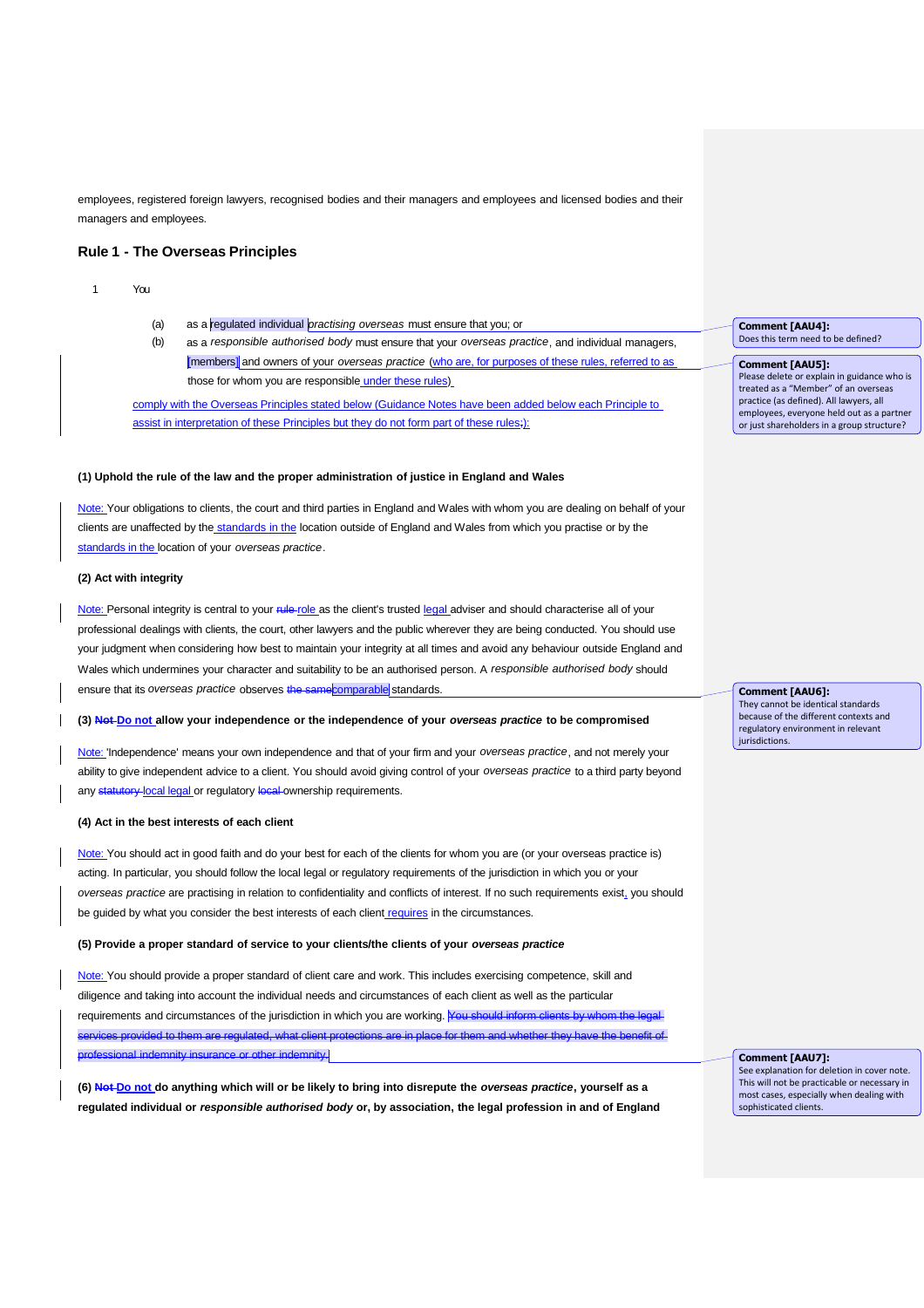employees, registered foreign lawyers, recognised bodies and their managers and employees and licensed bodies and their managers and employees.

## Rule 1 - The Overseas Principles

1 You

(a) as a regulated individual *practising overseas* must ensure that you; or

(b) as a *responsible authorised body* must ensure that your *overseas practice*, and individual managers, [members] and owners of your *overseas practice* (who are, for purposes of these rules, referred to as those for whom you are responsible under these rules)

comply with the Overseas Principles stated below (Guidance Notes have been added below each Principle to assist in interpretation of these Principles but they do not form part of these rules;):

**(1) Uphold the rule of the law and the proper administration of justice in England and Wales**

Note: Your obligations to clients, the court and third parties in England and Wales with whom you are dealing on behalf of your clients are unaffected by the standards in the location outside of England and Wales from which you practise or by the standards in the location of your *overseas practice*.

**(2) Act with integrity**

Note: Personal integrity is central to your ~~rule~~ role as the client's trusted legal adviser and should characterise all of your professional dealings with clients, the court, other lawyers and the public wherever they are being conducted. You should use your judgment when considering how best to maintain your integrity at all times and avoid any behaviour outside England and Wales which undermines your character and suitability to be an authorised person. A *responsible authorised body* should ensure that its *overseas practice* observes ~~the same~~ comparable standards.

**(3) ~~Not~~ Do not allow your independence or the independence of your *overseas practice* to be compromised**

Note: 'Independence' means your own independence and that of your firm and your *overseas practice*, and not merely your ability to give independent advice to a client. You should avoid giving control of your *overseas practice* to a third party beyond any ~~statutory~~ local legal or regulatory ~~local~~ ownership requirements.

**(4) Act in the best interests of each client**

Note: You should act in good faith and do your best for each of the clients for whom you are (or your overseas practice is) acting. In particular, you should follow the local legal or regulatory requirements of the jurisdiction in which you or your *overseas practice* are practising in relation to confidentiality and conflicts of interest. If no such requirements exist, you should be guided by what you consider the best interests of each client requires in the circumstances.

**(5) Provide a proper standard of service to your clients/the clients of your *overseas practice***

Note: You should provide a proper standard of client care and work. This includes exercising competence, skill and diligence and taking into account the individual needs and circumstances of each client as well as the particular requirements and circumstances of the jurisdiction in which you are working. ~~You should inform clients by whom the legal services provided to them are regulated, what client protections are in place for them and whether they have the benefit of professional indemnity insurance or other indemnity.~~

**(6) ~~Not~~ Do not do anything which will or be likely to bring into disrepute the *overseas practice*, yourself as a regulated individual or *responsible authorised body* or, by association, the legal profession in and of England**

Comment [AAU4]: Does this term need to be defined?

Comment [AAU5]: Please delete or explain in guidance who is treated as a "Member" of an overseas practice (as defined). All lawyers, all employees, everyone held out as a partner or just shareholders in a group structure?

Comment [AAU6]: They cannot be identical standards because of the different contexts and regulatory environment in relevant jurisdictions.

Comment [AAU7]: See explanation for deletion in cover note. This will not be practicable or necessary in most cases, especially when dealing with sophisticated clients.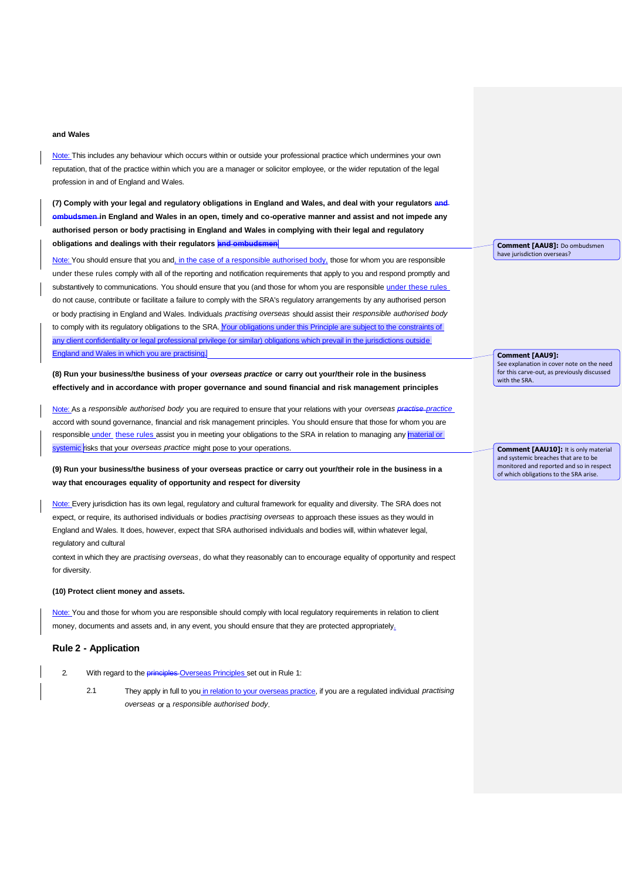and Wales

Note: This includes any behaviour which occurs within or outside your professional practice which undermines your own reputation, that of the practice within which you are a manager or solicitor employee, or the wider reputation of the legal profession in and of England and Wales.

**(7) Comply with your legal and regulatory obligations in England and Wales, and deal with your regulators ~~and ombudsmen~~ in England and Wales in an open, timely and co-operative manner and assist and not impede any authorised person or body practising in England and Wales in complying with their legal and regulatory obligations and dealings with their regulators ~~and ombudsmen~~**

Note: You should ensure that you and, in the case of a responsible authorised body, those for whom you are responsible under these rules comply with all of the reporting and notification requirements that apply to you and respond promptly and substantively to communications. You should ensure that you (and those for whom you are responsible under these rules do not cause, contribute or facilitate a failure to comply with the SRA's regulatory arrangements by any authorised person or body practising in England and Wales. Individuals *practising overseas* should assist their *responsible authorised body* to comply with its regulatory obligations to the SRA. Your obligations under this Principle are subject to the constraints of any client confidentiality or legal professional privilege (or similar) obligations which prevail in the jurisdictions outside England and Wales in which you are practising.

Comment [AAU8]: Do ombudsmen have jurisdiction overseas?

Comment [AAU9]: See explanation in cover note on the need for this carve-out, as previously discussed with the SRA.

**(8) Run your business/the business of your *overseas practice* or carry out your/their role in the business effectively and in accordance with proper governance and sound financial and risk management principles**

Note: As a *responsible authorised body* you are required to ensure that your relations with your *overseas* ~~*practise*~~ *practice* accord with sound governance, financial and risk management principles. You should ensure that those for whom you are responsible under these rules assist you in meeting your obligations to the SRA in relation to managing any material or systemic risks that your *overseas practice* might pose to your operations.

Comment [AAU10]: It is only material and systemic breaches that are to be monitored and reported and so in respect of which obligations to the SRA arise.

**(9) Run your business/the business of your overseas practice or carry out your/their role in the business in a way that encourages equality of opportunity and respect for diversity**

Note: Every jurisdiction has its own legal, regulatory and cultural framework for equality and diversity. The SRA does not expect, or require, its authorised individuals or bodies *practising overseas* to approach these issues as they would in England and Wales. It does, however, expect that SRA authorised individuals and bodies will, within whatever legal, regulatory and cultural context in which they are *practising overseas*, do what they reasonably can to encourage equality of opportunity and respect for diversity.

**(10) Protect client money and assets.**

Note: You and those for whom you are responsible should comply with local regulatory requirements in relation to client money, documents and assets and, in any event, you should ensure that they are protected appropriately.

## Rule 2 - Application

2. With regard to the ~~principles~~ Overseas Principles set out in Rule 1:

   2.1 They apply in full to you in relation to your overseas practice, if you are a regulated individual *practising overseas* or a *responsible authorised body*.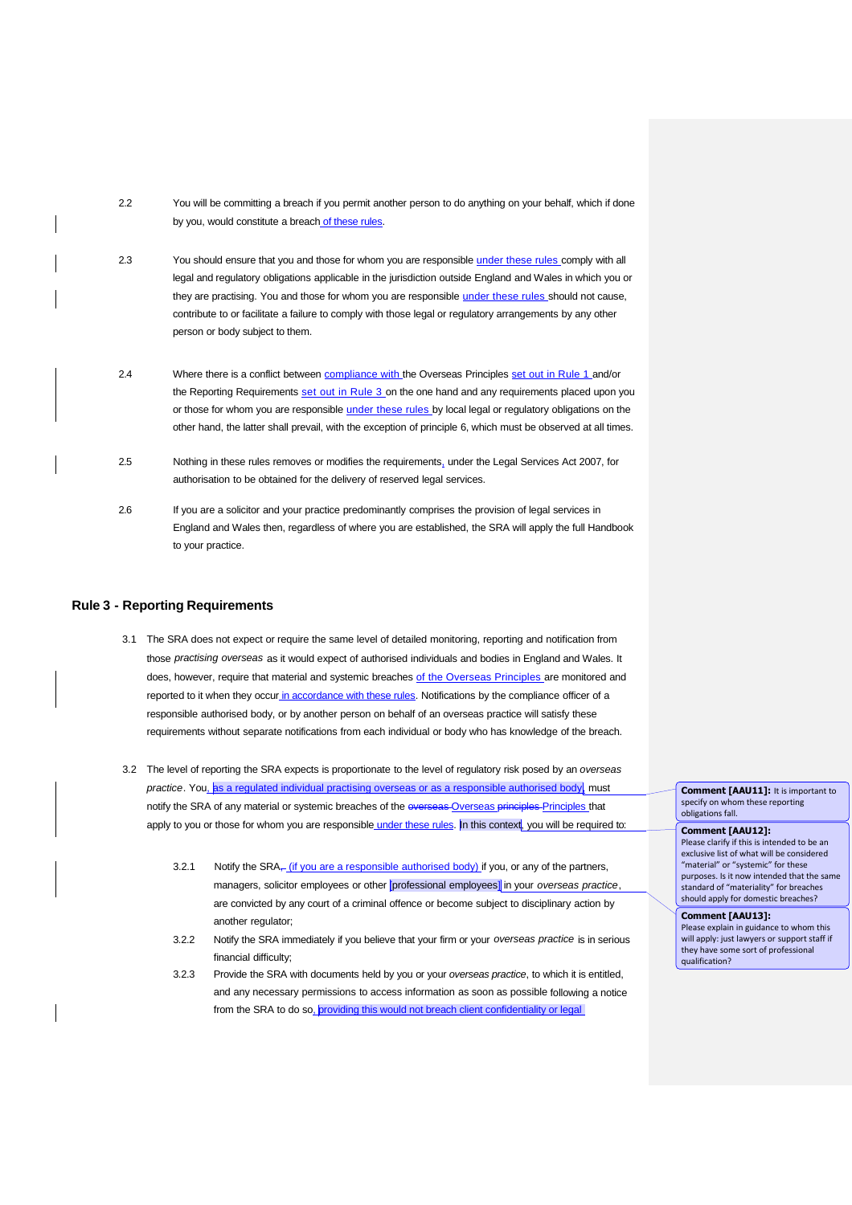2.2 You will be committing a breach if you permit another person to do anything on your behalf, which if done by you, would constitute a breach of these rules.

2.3 You should ensure that you and those for whom you are responsible under these rules comply with all legal and regulatory obligations applicable in the jurisdiction outside England and Wales in which you or they are practising. You and those for whom you are responsible under these rules should not cause, contribute to or facilitate a failure to comply with those legal or regulatory arrangements by any other person or body subject to them.

2.4 Where there is a conflict between compliance with the Overseas Principles set out in Rule 1 and/or the Reporting Requirements set out in Rule 3 on the one hand and any requirements placed upon you or those for whom you are responsible under these rules by local legal or regulatory obligations on the other hand, the latter shall prevail, with the exception of principle 6, which must be observed at all times.

2.5 Nothing in these rules removes or modifies the requirements, under the Legal Services Act 2007, for authorisation to be obtained for the delivery of reserved legal services.

2.6 If you are a solicitor and your practice predominantly comprises the provision of legal services in England and Wales then, regardless of where you are established, the SRA will apply the full Handbook to your practice.

## Rule 3 - Reporting Requirements

3.1 The SRA does not expect or require the same level of detailed monitoring, reporting and notification from those *practising overseas* as it would expect of authorised individuals and bodies in England and Wales. It does, however, require that material and systemic breaches of the Overseas Principles are monitored and reported to it when they occur in accordance with these rules. Notifications by the compliance officer of a responsible authorised body, or by another person on behalf of an overseas practice will satisfy these requirements without separate notifications from each individual or body who has knowledge of the breach.

3.2 The level of reporting the SRA expects is proportionate to the level of regulatory risk posed by an *overseas practice*. You, as a regulated individual practising overseas or as a responsible authorised body, must notify the SRA of any material or systemic breaches of the ~~overseas~~ Overseas ~~principles~~ Principles that apply to you or those for whom you are responsible under these rules. In this context, you will be required to:

3.2.1 Notify the SRA~~,~~ (if you are a responsible authorised body) if you, or any of the partners, managers, solicitor employees or other professional employees in your *overseas practice*, are convicted by any court of a criminal offence or become subject to disciplinary action by another regulator;

3.2.2 Notify the SRA immediately if you believe that your firm or your *overseas practice* is in serious financial difficulty;

3.2.3 Provide the SRA with documents held by you or your *overseas practice*, to which it is entitled, and any necessary permissions to access information as soon as possible following a notice from the SRA to do so, providing this would not breach client confidentiality or legal

**Comment [AAU11]:** It is important to specify on whom these reporting obligations fall.

**Comment [AAU12]:** Please clarify if this is intended to be an exclusive list of what will be considered "material" or "systemic" for these purposes. Is it now intended that the same standard of "materiality" for breaches should apply for domestic breaches?

**Comment [AAU13]:** Please explain in guidance to whom this will apply: just lawyers or support staff if they have some sort of professional qualification?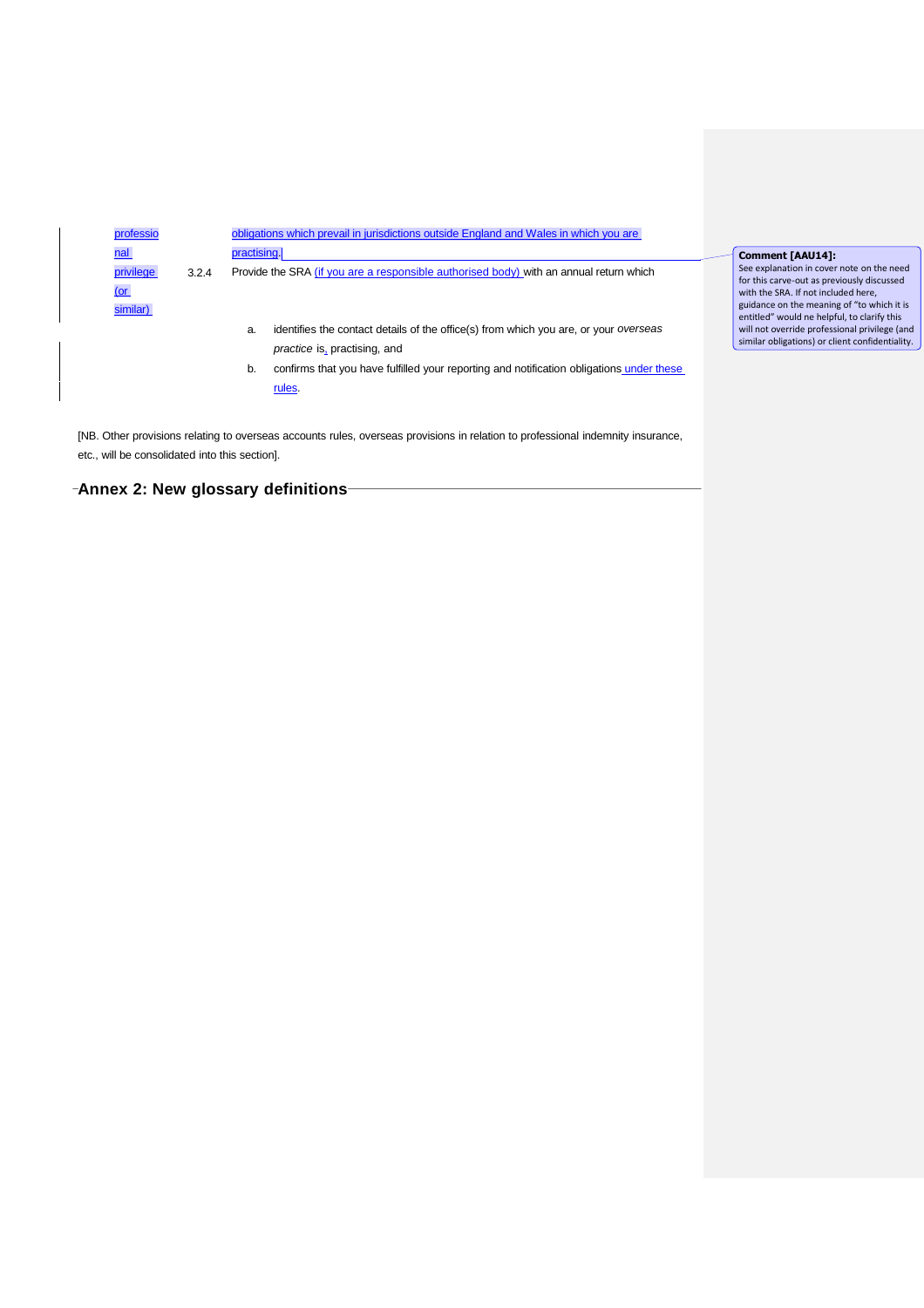professional privilege (or similar)

obligations which prevail in jurisdictions outside England and Wales in which you are practising.

3.2.4 Provide the SRA (if you are a responsible authorised body) with an annual return which

a. identifies the contact details of the office(s) from which you are, or your *overseas practice* is, practising, and

b. confirms that you have fulfilled your reporting and notification obligations under these rules.

**Comment [AAU14]:** See explanation in cover note on the need for this carve-out as previously discussed with the SRA. If not included here, guidance on the meaning of "to which it is entitled" would ne helpful, to clarify this will not override professional privilege (and similar obligations) or client confidentiality.

[NB. Other provisions relating to overseas accounts rules, overseas provisions in relation to professional indemnity insurance, etc., will be consolidated into this section].

## Annex 2: New glossary definitions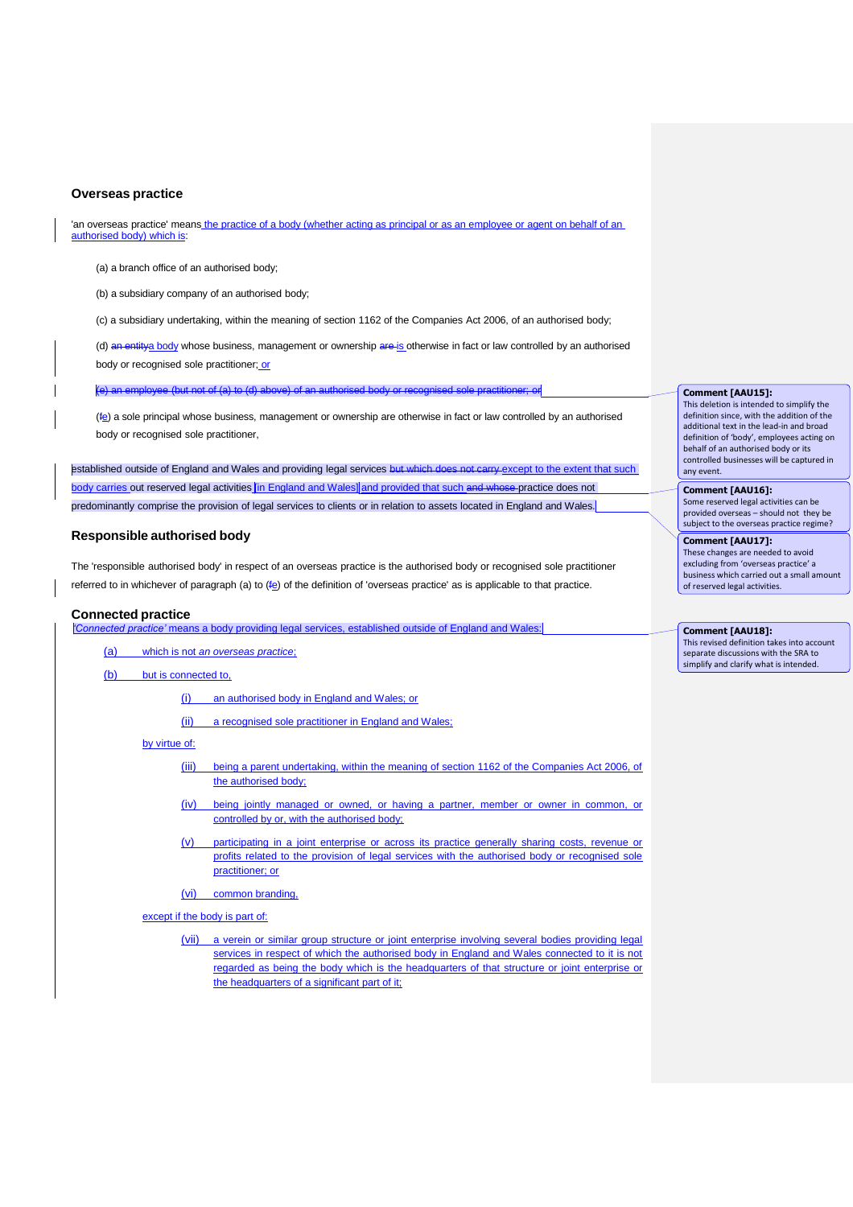### Overseas practice

'an overseas practice' means the practice of a body (whether acting as principal or as an employee or agent on behalf of an authorised body) which is:

(a) a branch office of an authorised body;

(b) a subsidiary company of an authorised body;

(c) a subsidiary undertaking, within the meaning of section 1162 of the Companies Act 2006, of an authorised body;

(d) ~~an entity~~a body whose business, management or ownership ~~are~~ is otherwise in fact or law controlled by an authorised body or recognised sole practitioner; or

~~(e) an employee (but not of (a) to (d) above) of an authorised body or recognised sole practitioner; or~~

(~~f~~e) a sole principal whose business, management or ownership are otherwise in fact or law controlled by an authorised body or recognised sole practitioner,

established outside of England and Wales and providing legal services ~~but which does not carry~~ except to the extent that such body carries out reserved legal activities [in England and Wales] and provided that such ~~and whose~~ practice does not predominantly comprise the provision of legal services to clients or in relation to assets located in England and Wales.

### Responsible authorised body

The 'responsible authorised body' in respect of an overseas practice is the authorised body or recognised sole practitioner referred to in whichever of paragraph (a) to (~~f~~e) of the definition of 'overseas practice' as is applicable to that practice.

### Connected practice

'*Connected practice*' means a body providing legal services, established outside of England and Wales:

(a) which is not *an overseas practice*;

(b) but is connected to,

(i) an authorised body in England and Wales; or

(ii) a recognised sole practitioner in England and Wales;

by virtue of:

(iii) being a parent undertaking, within the meaning of section 1162 of the Companies Act 2006, of the authorised body;

(iv) being jointly managed or owned, or having a partner, member or owner in common, or controlled by or, with the authorised body;

(v) participating in a joint enterprise or across its practice generally sharing costs, revenue or profits related to the provision of legal services with the authorised body or recognised sole practitioner; or

(vi) common branding,

except if the body is part of:

(vii) a verein or similar group structure or joint enterprise involving several bodies providing legal services in respect of which the authorised body in England and Wales connected to it is not regarded as being the body which is the headquarters of that structure or joint enterprise or the headquarters of a significant part of it;

---

**Comment [AAU15]:** This deletion is intended to simplify the definition since, with the addition of the additional text in the lead-in and broad definition of 'body', employees acting on behalf of an authorised body or its controlled businesses will be captured in any event.

**Comment [AAU16]:** Some reserved legal activities can be provided overseas – should not they be subject to the overseas practice regime?

**Comment [AAU17]:** These changes are needed to avoid excluding from 'overseas practice' a business which carried out a small amount of reserved legal activities.

**Comment [AAU18]:** This revised definition takes into account separate discussions with the SRA to simplify and clarify what is intended.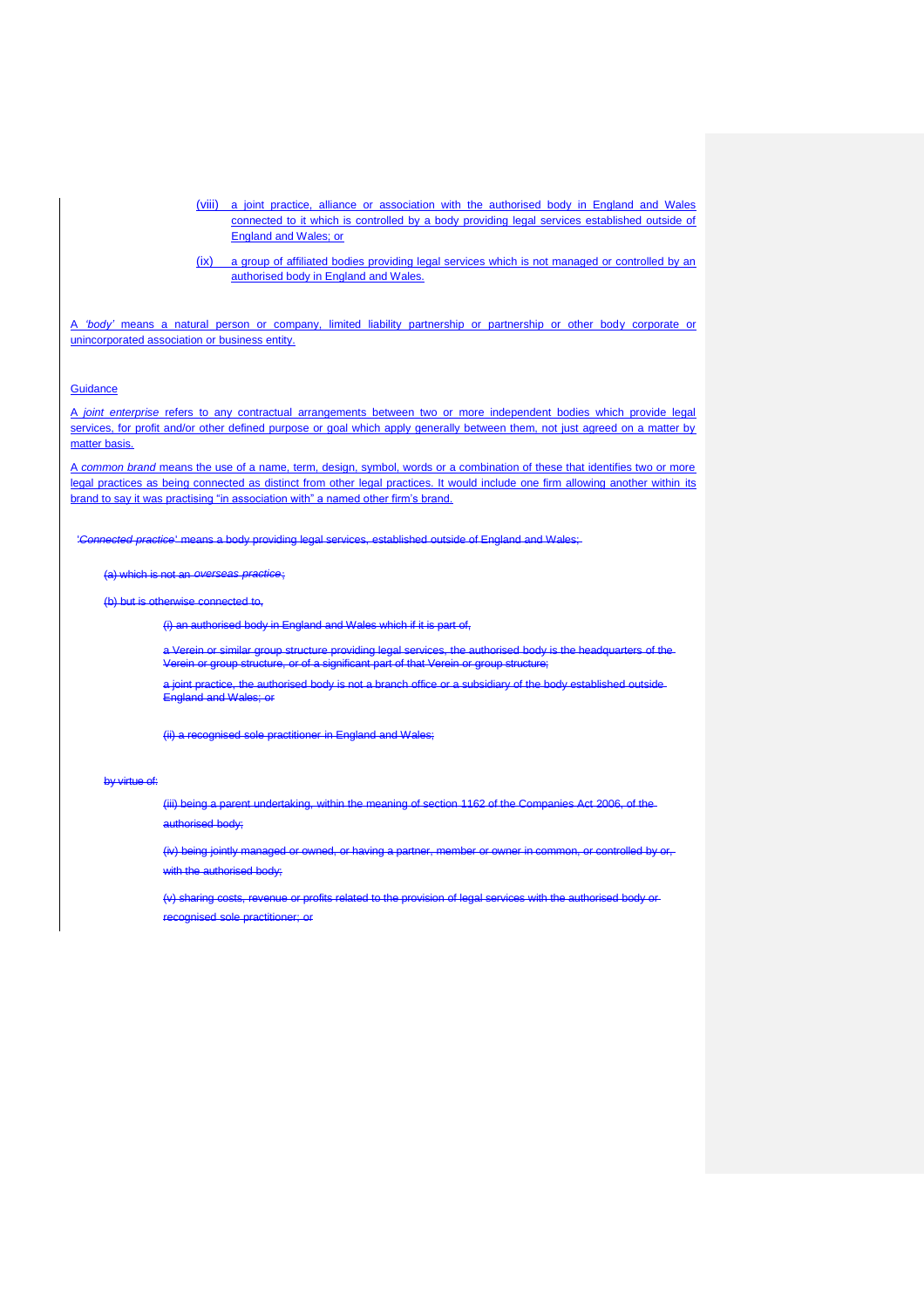(viii) a joint practice, alliance or association with the authorised body in England and Wales connected to it which is controlled by a body providing legal services established outside of England and Wales; or

(ix) a group of affiliated bodies providing legal services which is not managed or controlled by an authorised body in England and Wales.

A *'body'* means a natural person or company, limited liability partnership or partnership or other body corporate or unincorporated association or business entity.

Guidance

A *joint enterprise* refers to any contractual arrangements between two or more independent bodies which provide legal services, for profit and/or other defined purpose or goal which apply generally between them, not just agreed on a matter by matter basis.

A *common brand* means the use of a name, term, design, symbol, words or a combination of these that identifies two or more legal practices as being connected as distinct from other legal practices. It would include one firm allowing another within its brand to say it was practising "in association with" a named other firm's brand.

~~'*Connected practice*' means a body providing legal services, established outside of England and Wales;~~

~~(a) which is not an *overseas practice*;~~

~~(b) but is otherwise connected to,~~

~~(i) an authorised body in England and Wales which if it is part of,~~

~~a Verein or similar group structure providing legal services, the authorised body is the headquarters of the Verein or group structure, or of a significant part of that Verein or group structure;~~

~~a joint practice, the authorised body is not a branch office or a subsidiary of the body established outside England and Wales; or~~

~~(ii) a recognised sole practitioner in England and Wales;~~

~~by virtue of:~~

~~(iii) being a parent undertaking, within the meaning of section 1162 of the Companies Act 2006, of the authorised body;~~

~~(iv) being jointly managed or owned, or having a partner, member or owner in common, or controlled by or, with the authorised body;~~

~~(v) sharing costs, revenue or profits related to the provision of legal services with the authorised body or recognised sole practitioner; or~~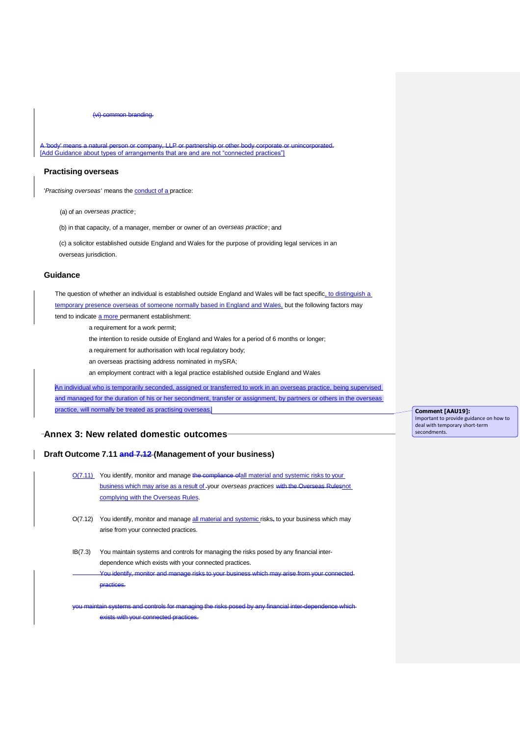~~(vi) common branding.~~

~~A 'body' means a natural person or company, LLP or partnership or other body corporate or unincorporated.~~
[Add Guidance about types of arrangements that are and are not "connected practices"]

## Practising overseas

'*Practising overseas*' means the conduct of a practice:

(a) of an *overseas practice*;

(b) in that capacity, of a manager, member or owner of an *overseas practice*; and

(c) a solicitor established outside England and Wales for the purpose of providing legal services in an overseas jurisdiction.

## Guidance

The question of whether an individual is established outside England and Wales will be fact specific, to distinguish a temporary presence overseas of someone normally based in England and Wales, but the following factors may tend to indicate a more permanent establishment:

- a requirement for a work permit;
- the intention to reside outside of England and Wales for a period of 6 months or longer;
- a requirement for authorisation with local regulatory body;
- an overseas practising address nominated in mySRA;
- an employment contract with a legal practice established outside England and Wales

An individual who is temporarily seconded, assigned or transferred to work in an overseas practice, being supervised and managed for the duration of his or her secondment, transfer or assignment, by partners or others in the overseas practice, will normally be treated as practising overseas.

> **Comment [AAU19]:** Important to provide guidance on how to deal with temporary short-term secondments.

## Annex 3: New related domestic outcomes

### Draft Outcome 7.11 ~~and 7.12~~ (Management of your business)

O(7.11) You identify, monitor and manage ~~the compliance of~~all material and systemic risks to your business which may arise as a result of your *overseas practices* ~~with the Overseas Rules~~not complying with the Overseas Rules.

O(7.12) You identify, monitor and manage all material and systemic risks~~,~~ to your business which may arise from your connected practices.

IB(7.3) You maintain systems and controls for managing the risks posed by any financial inter-dependence which exists with your connected practices.

~~You identify, monitor and manage risks to your business which may arise from your connected practices.~~

~~you maintain systems and controls for managing the risks posed by any financial inter-dependence which exists with your connected practices.~~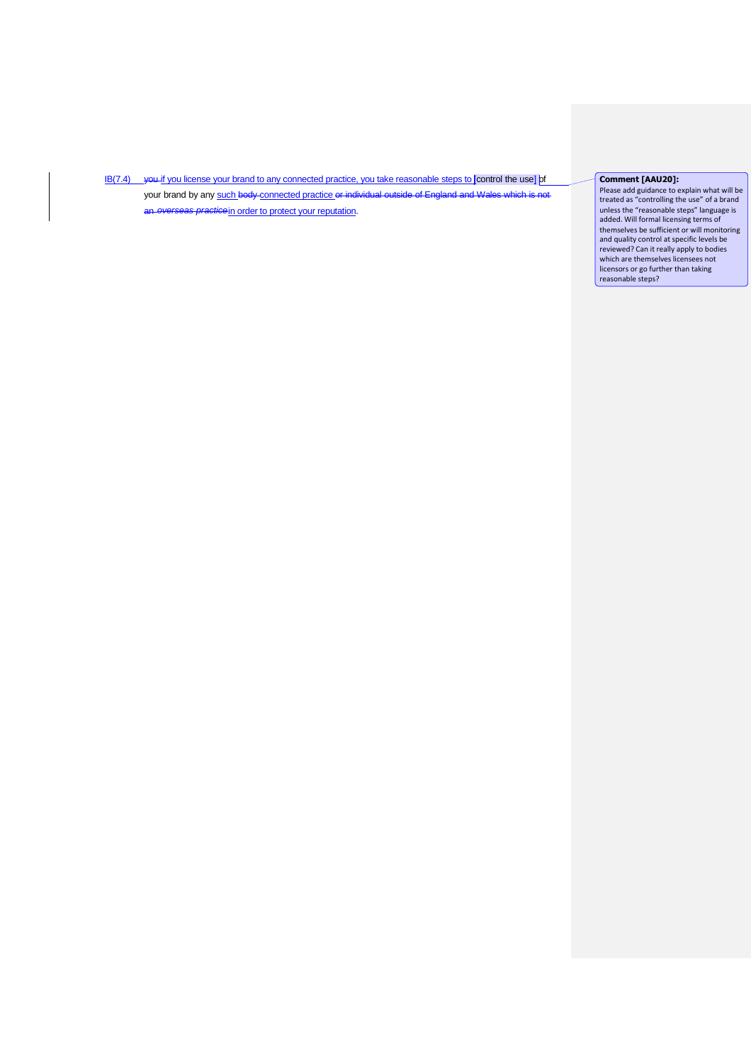IB(7.4) ~~you~~ if you license your brand to any connected practice, you take reasonable steps to [control the use] of your brand by any such ~~body~~ connected practice ~~or individual outside of England and Wales which is not an *overseas practice*~~ in order to protect your reputation.

**Comment [AAU20]:**
Please add guidance to explain what will be treated as "controlling the use" of a brand unless the "reasonable steps" language is added. Will formal licensing terms of themselves be sufficient or will monitoring and quality control at specific levels be reviewed? Can it really apply to bodies which are themselves licensees not licensors or go further than taking reasonable steps?